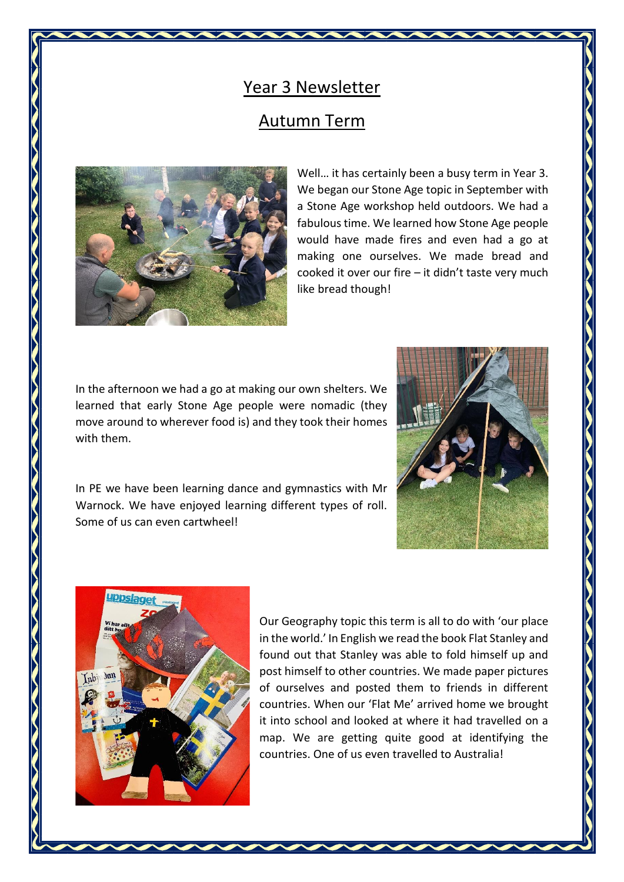# Year 3 Newsletter

## Autumn Term

Well… it has certainly been a busy term in Year 3. We began our Stone Age topic in September with a Stone Age workshop held outdoors. We had a fabulous time. We learned how Stone Age people would have made fires and even had a go at making one ourselves. We made bread and cooked it over our fire – it didn't taste very much like bread though!

In the afternoon we had a go at making our own shelters. We learned that early Stone Age people were nomadic (they move around to wherever food is) and they took their homes with them.

In PE we have been learning dance and gymnastics with Mr Warnock. We have enjoyed learning different types of roll. Some of us can even cartwheel!

Our Geography topic this term is all to do with 'our place in the world.' In English we read the book Flat Stanley and found out that Stanley was able to fold himself up and post himself to other countries. We made paper pictures of ourselves and posted them to friends in different countries. When our 'Flat Me' arrived home we brought it into school and looked at where it had travelled on a map. We are getting quite good at identifying the countries. One of us even travelled to Australia!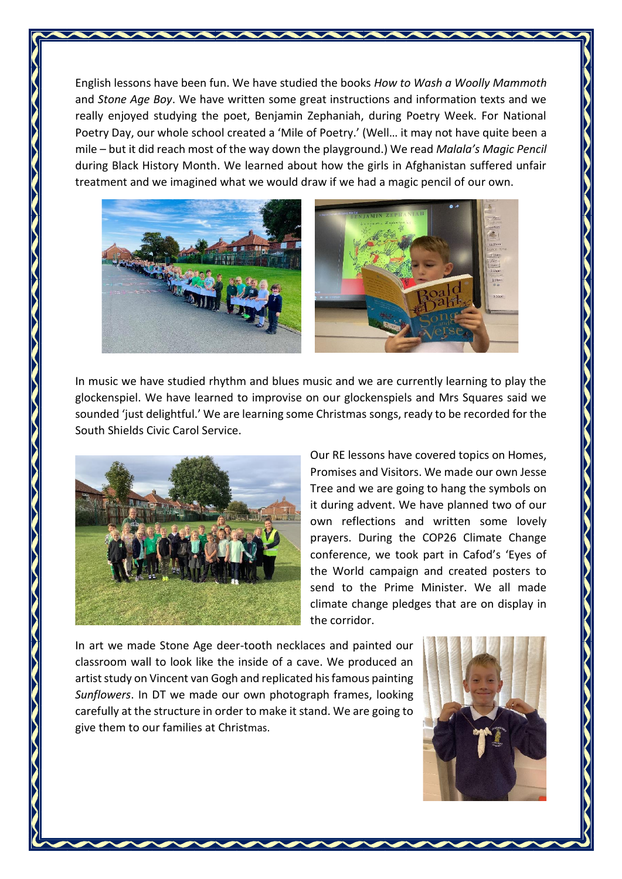English lessons have been fun. We have studied the books *How to Wash a Woolly Mammoth* and *Stone Age Boy*. We have written some great instructions and information texts and we really enjoyed studying the poet, Benjamin Zephaniah, during Poetry Week. For National Poetry Day, our whole school created a 'Mile of Poetry.' (Well… it may not have quite been a mile – but it did reach most of the way down the playground.) We read *Malala's Magic Pencil* during Black History Month. We learned about how the girls in Afghanistan suffered unfair treatment and we imagined what we would draw if we had a magic pencil of our own.

In music we have studied rhythm and blues music and we are currently learning to play the glockenspiel. We have learned to improvise on our glockenspiels and Mrs Squares said we sounded 'just delightful.' We are learning some Christmas songs, ready to be recorded for the South Shields Civic Carol Service.

Our RE lessons have covered topics on Homes, Promises and Visitors. We made our own Jesse Tree and we are going to hang the symbols on it during advent. We have planned two of our own reflections and written some lovely prayers. During the COP26 Climate Change conference, we took part in Cafod's 'Eyes of the World campaign and created posters to send to the Prime Minister. We all made climate change pledges that are on display in the corridor.

In art we made Stone Age deer-tooth necklaces and painted our classroom wall to look like the inside of a cave. We produced an artist study on Vincent van Gogh and replicated his famous painting *Sunflowers*. In DT we made our own photograph frames, looking carefully at the structure in order to make it stand. We are going to give them to our families at Christmas.